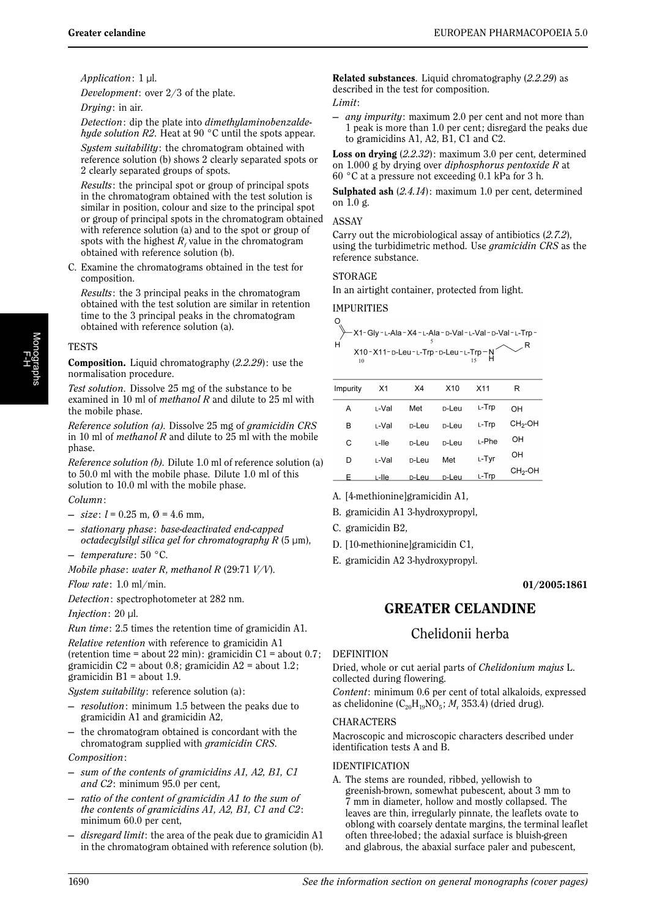*Application*: 1 µl.

*Development*: over 2/3 of the plate.

*Drying*: in air.

*Detection*: dip the plate into *dimethylaminobenzaldehyde solution R2*. Heat at 90 °C until the spots appear.

*System suitability*: the chromatogram obtained with reference solution (b) shows 2 clearly separated spots or 2 clearly separated groups of spots.

*Results*: the principal spot or group of principal spots in the chromatogram obtained with the test solution is similar in position, colour and size to the principal spot or group of principal spots in the chromatogram obtained with reference solution (a) and to the spot or group of spots with the highest $R_f$ value in the chromatogram obtained with reference solution (b).

C. Examine the chromatograms obtained in the test for composition.

*Results*: the 3 principal peaks in the chromatogram obtained with the test solution are similar in retention time to the 3 principal peaks in the chromatogram obtained with reference solution (a).

## TESTS

**Composition.** Liquid chromatography (*2.2.29*): use the normalisation procedure.

*Test solution*. Dissolve 25 mg of the substance to be examined in 10 ml of *methanol R* and dilute to 25 ml with the mobile phase.

*Reference solution (a)*. Dissolve 25 mg of *gramicidin CRS* in 10 ml of *methanol R* and dilute to 25 ml with the mobile phase.

*Reference solution (b)*. Dilute 1.0 ml of reference solution (a) to 50.0 ml with the mobile phase. Dilute 1.0 ml of this solution to 10.0 ml with the mobile phase.

*Column*:

- *size*: *l* = 0.25 m, Ø = 4.6 mm,
- *stationary phase*: *base-deactivated end-capped octadecylsilyl silica gel for chromatography R* (5 µm),
- *temperature*: 50 °C.

*Mobile phase*: *water R*, *methanol R* (29:71 *V/V*).

*Flow rate*: 1.0 ml/min.

*Detection*: spectrophotometer at 282 nm.

*Injection*: 20 µl.

*Run time*: 2.5 times the retention time of gramicidin A1.

*Relative retention* with reference to gramicidin A1 (retention time = about 22 min): gramicidin C1 = about 0.7; gramicidin C2 = about 0.8; gramicidin A2 = about 1.2; gramicidin B1 = about 1.9.

*System suitability*: reference solution (a):

- *resolution*: minimum 1.5 between the peaks due to gramicidin A1 and gramicidin A2,
- the chromatogram obtained is concordant with the chromatogram supplied with *gramicidin CRS*.

*Composition*:

- *sum of the contents of gramicidins A1, A2, B1, C1 and C2*: minimum 95.0 per cent,
- *ratio of the content of gramicidin A1 to the sum of the contents of gramicidins A1, A2, B1, C1 and C2*: minimum 60.0 per cent,
- *disregard limit*: the area of the peak due to gramicidin A1 in the chromatogram obtained with reference solution (b).

**Related substances**. Liquid chromatography (*2.2.29*) as described in the test for composition.

*Limit*:

- *any impurity*: maximum 2.0 per cent and not more than 1 peak is more than 1.0 per cent; disregard the peaks due to gramicidins A1, A2, B1, C1 and C2.

**Loss on drying** (*2.2.32*): maximum 3.0 per cent, determined on 1.000 g by drying over *diphosphorus pentoxide R* at 60 °C at a pressure not exceeding 0.1 kPa for 3 h.

**Sulphated ash** (*2.4.14*): maximum 1.0 per cent, determined on 1.0 g.

## ASSAY

Carry out the microbiological assay of antibiotics (*2.7.2*), using the turbidimetric method. Use *gramicidin CRS* as the reference substance.

## STORAGE

In an airtight container, protected from light.

## IMPURITIES

HCO–X1–Gly–L-Ala–X4–L-Ala–D-Val–L-Val–D-Val–L-Trp–X10–X11–D-Leu–L-Trp–D-Leu–L-Trp–NH–CH₂–CH₂–R

| Impurity | X1 | X4 | X10 | X11 | R |
|---|---|---|---|---|---|
| A | L-Val | Met | D-Leu | L-Trp | OH |
| B | L-Val | D-Leu | D-Leu | L-Trp | $CH_2$-OH |
| C | L-Ile | D-Leu | D-Leu | L-Phe | OH |
| D | L-Val | D-Leu | Met | L-Tyr | OH |
| E | L-Ile | D-Leu | D-Leu | L-Trp | $CH_2$-OH |

A. [4-methionine]gramicidin A1,

B. gramicidin A1 3-hydroxypropyl,

C. gramicidin B2,

D. [10-methionine]gramicidin C1,

E. gramicidin A2 3-hydroxypropyl.

01/2005:1861

# GREATER CELANDINE

## Chelidonii herba

## DEFINITION

Dried, whole or cut aerial parts of *Chelidonium majus* L. collected during flowering.

*Content*: minimum 0.6 per cent of total alkaloids, expressed as chelidonine ($C_{20}H_{19}NO_5$; $M_r$ 353.4) (dried drug).

## CHARACTERS

Macroscopic and microscopic characters described under identification tests A and B.

## IDENTIFICATION

A. The stems are rounded, ribbed, yellowish to greenish-brown, somewhat pubescent, about 3 mm to 7 mm in diameter, hollow and mostly collapsed. The leaves are thin, irregularly pinnate, the leaflets ovate to oblong with coarsely dentate margins, the terminal leaflet often three-lobed; the adaxial surface is bluish-green and glabrous, the abaxial surface paler and pubescent,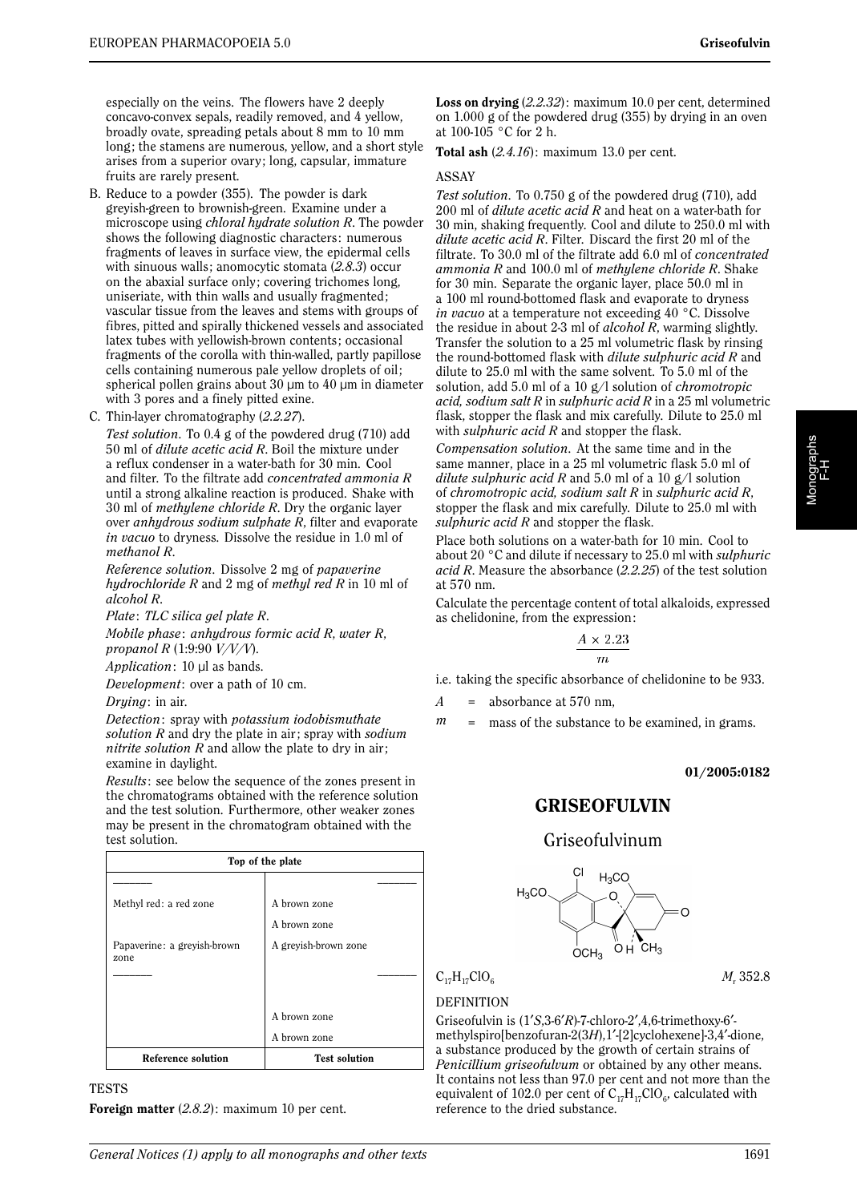especially on the veins. The flowers have 2 deeply concavo-convex sepals, readily removed, and 4 yellow, broadly ovate, spreading petals about 8 mm to 10 mm long; the stamens are numerous, yellow, and a short style arises from a superior ovary; long, capsular, immature fruits are rarely present.

B. Reduce to a powder (355). The powder is dark greyish-green to brownish-green. Examine under a microscope using *chloral hydrate solution R*. The powder shows the following diagnostic characters: numerous fragments of leaves in surface view, the epidermal cells with sinuous walls; anomocytic stomata (*2.8.3*) occur on the abaxial surface only; covering trichomes long, uniseriate, with thin walls and usually fragmented; vascular tissue from the leaves and stems with groups of fibres, pitted and spirally thickened vessels and associated latex tubes with yellowish-brown contents; occasional fragments of the corolla with thin-walled, partly papillose cells containing numerous pale yellow droplets of oil; spherical pollen grains about 30 µm to 40 µm in diameter with 3 pores and a finely pitted exine.

C. Thin-layer chromatography (*2.2.27*).

*Test solution*. To 0.4 g of the powdered drug (710) add 50 ml of *dilute acetic acid R*. Boil the mixture under a reflux condenser in a water-bath for 30 min. Cool and filter. To the filtrate add *concentrated ammonia R* until a strong alkaline reaction is produced. Shake with 30 ml of *methylene chloride R*. Dry the organic layer over *anhydrous sodium sulphate R*, filter and evaporate *in vacuo* to dryness. Dissolve the residue in 1.0 ml of *methanol R*.

*Reference solution*. Dissolve 2 mg of *papaverine hydrochloride R* and 2 mg of *methyl red R* in 10 ml of *alcohol R*.

*Plate*: *TLC silica gel plate R*.

*Mobile phase*: *anhydrous formic acid R*, *water R*, *propanol R* (1:9:90 *V/V/V*).

*Application*: 10 µl as bands.

*Development*: over a path of 10 cm.

*Drying*: in air.

*Detection*: spray with *potassium iodobismuthate solution R* and dry the plate in air; spray with *sodium nitrite solution R* and allow the plate to dry in air; examine in daylight.

*Results*: see below the sequence of the zones present in the chromatograms obtained with the reference solution and the test solution. Furthermore, other weaker zones may be present in the chromatogram obtained with the test solution.

| Top of the plate | |
|---|---|
| ——— | ——— |
| Methyl red: a red zone | A brown zone |
| | A brown zone |
| Papaverine: a greyish-brown zone | A greyish-brown zone |
| ——— | ——— |
| | A brown zone |
| | A brown zone |
| **Reference solution** | **Test solution** |

## TESTS

**Foreign matter** (*2.8.2*): maximum 10 per cent.

**Loss on drying** (*2.2.32*): maximum 10.0 per cent, determined on 1.000 g of the powdered drug (355) by drying in an oven at 100-105 °C for 2 h.

**Total ash** (*2.4.16*): maximum 13.0 per cent.

## ASSAY

*Test solution*. To 0.750 g of the powdered drug (710), add 200 ml of *dilute acetic acid R* and heat on a water-bath for 30 min, shaking frequently. Cool and dilute to 250.0 ml with *dilute acetic acid R*. Filter. Discard the first 20 ml of the filtrate. To 30.0 ml of the filtrate add 6.0 ml of *concentrated ammonia R* and 100.0 ml of *methylene chloride R*. Shake for 30 min. Separate the organic layer, place 50.0 ml in a 100 ml round-bottomed flask and evaporate to dryness *in vacuo* at a temperature not exceeding 40 °C. Dissolve the residue in about 2-3 ml of *alcohol R*, warming slightly. Transfer the solution to a 25 ml volumetric flask by rinsing the round-bottomed flask with *dilute sulphuric acid R* and dilute to 25.0 ml with the same solvent. To 5.0 ml of the solution, add 5.0 ml of a 10 g/l solution of *chromotropic acid, sodium salt R* in *sulphuric acid R* in a 25 ml volumetric flask, stopper the flask and mix carefully. Dilute to 25.0 ml with *sulphuric acid R* and stopper the flask.

*Compensation solution*. At the same time and in the same manner, place in a 25 ml volumetric flask 5.0 ml of *dilute sulphuric acid R* and 5.0 ml of a 10 g/l solution of *chromotropic acid, sodium salt R* in *sulphuric acid R*, stopper the flask and mix carefully. Dilute to 25.0 ml with *sulphuric acid R* and stopper the flask.

Place both solutions on a water-bath for 10 min. Cool to about 20 °C and dilute if necessary to 25.0 ml with *sulphuric acid R*. Measure the absorbance (*2.2.25*) of the test solution at 570 nm.

Calculate the percentage content of total alkaloids, expressed as chelidonine, from the expression:

$$\frac{A \times 2.23}{m}$$

i.e. taking the specific absorbance of chelidonine to be 933.

$A$ = absorbance at 570 nm,

$m$ = mass of the substance to be examined, in grams.

**01/2005:0182**

# GRISEOFULVIN

## Griseofulvinum

$C_{17}H_{17}ClO_6$ $M_r$ 352.8

## DEFINITION

Griseofulvin is (1′*S*,3-6′*R*)-7-chloro-2′,4,6-trimethoxy-6′-methylspiro[benzofuran-2(3*H*),1′-[2]cyclohexene]-3,4′-dione, a substance produced by the growth of certain strains of *Penicillium griseofulvum* or obtained by any other means. It contains not less than 97.0 per cent and not more than the equivalent of 102.0 per cent of $C_{17}H_{17}ClO_6$, calculated with reference to the dried substance.